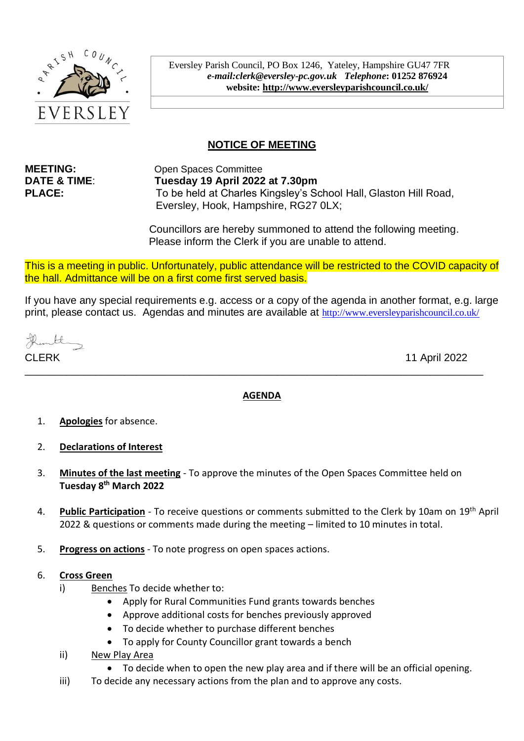PARISH COUNCIL

EVERSLEY

Eversley Parish Council, PO Box 1246, Yateley, Hampshire GU47 7FR
***e-mail:clerk@eversley-pc.gov.uk*** ***Telephone*: 01252 876924**
**website: http://www.eversleyparishcouncil.co.uk/**

## NOTICE OF MEETING

**MEETING:** Open Spaces Committee
**DATE & TIME:** **Tuesday 19 April 2022 at 7.30pm**
**PLACE:** To be held at Charles Kingsley's School Hall, Glaston Hill Road, Eversley, Hook, Hampshire, RG27 0LX;

Councillors are hereby summoned to attend the following meeting.
Please inform the Clerk if you are unable to attend.

This is a meeting in public. Unfortunately, public attendance will be restricted to the COVID capacity of the hall. Admittance will be on a first come first served basis.

If you have any special requirements e.g. access or a copy of the agenda in another format, e.g. large print, please contact us. Agendas and minutes are available at http://www.eversleyparishcouncil.co.uk/

CLERK

11 April 2022

---

## AGENDA

1. **Apologies** for absence.

2. **Declarations of Interest**

3. **Minutes of the last meeting** - To approve the minutes of the Open Spaces Committee held on **Tuesday 8th March 2022**

4. **Public Participation** - To receive questions or comments submitted to the Clerk by 10am on 19th April 2022 & questions or comments made during the meeting – limited to 10 minutes in total.

5. **Progress on actions** - To note progress on open spaces actions.

6. **Cross Green**
   i) Benches To decide whether to:
      - Apply for Rural Communities Fund grants towards benches
      - Approve additional costs for benches previously approved
      - To decide whether to purchase different benches
      - To apply for County Councillor grant towards a bench

   ii) New Play Area
      - To decide when to open the new play area and if there will be an official opening.

   iii) To decide any necessary actions from the plan and to approve any costs.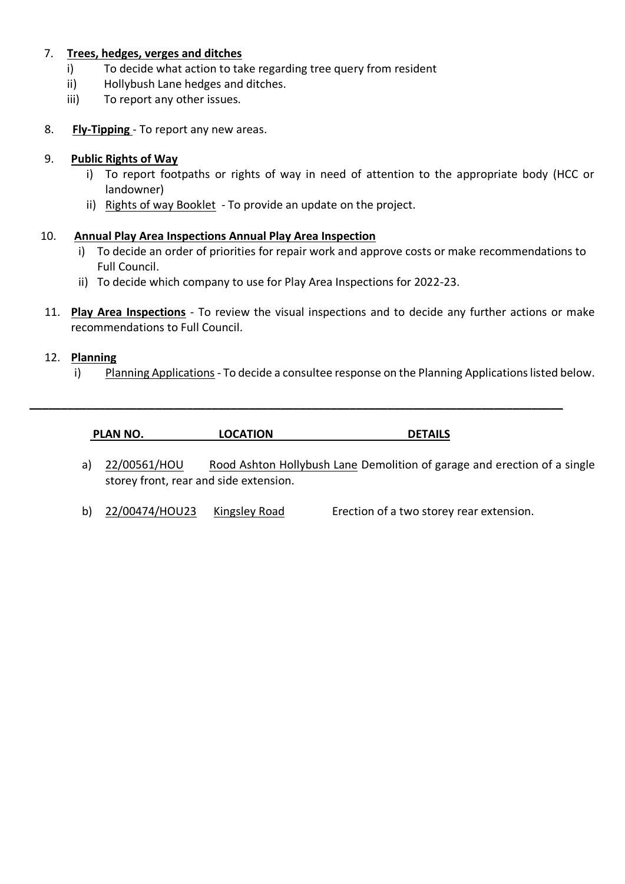7. **Trees, hedges, verges and ditches**
   i) To decide what action to take regarding tree query from resident
   ii) Hollybush Lane hedges and ditches.
   iii) To report any other issues.

8. **Fly-Tipping** - To report any new areas.

9. **Public Rights of Way**
   i) To report footpaths or rights of way in need of attention to the appropriate body (HCC or landowner)
   ii) Rights of way Booklet - To provide an update on the project.

10. **Annual Play Area Inspections Annual Play Area Inspection**
    i) To decide an order of priorities for repair work and approve costs or make recommendations to Full Council.
    ii) To decide which company to use for Play Area Inspections for 2022-23.

11. **Play Area Inspections** - To review the visual inspections and to decide any further actions or make recommendations to Full Council.

12. **Planning**
    i) Planning Applications - To decide a consultee response on the Planning Applications listed below.

---

| PLAN NO. | LOCATION | DETAILS |
|---|---|---|
| a) 22/00561/HOU | Rood Ashton Hollybush Lane | Demolition of garage and erection of a single storey front, rear and side extension. |
| b) 22/00474/HOU23 | Kingsley Road | Erection of a two storey rear extension. |